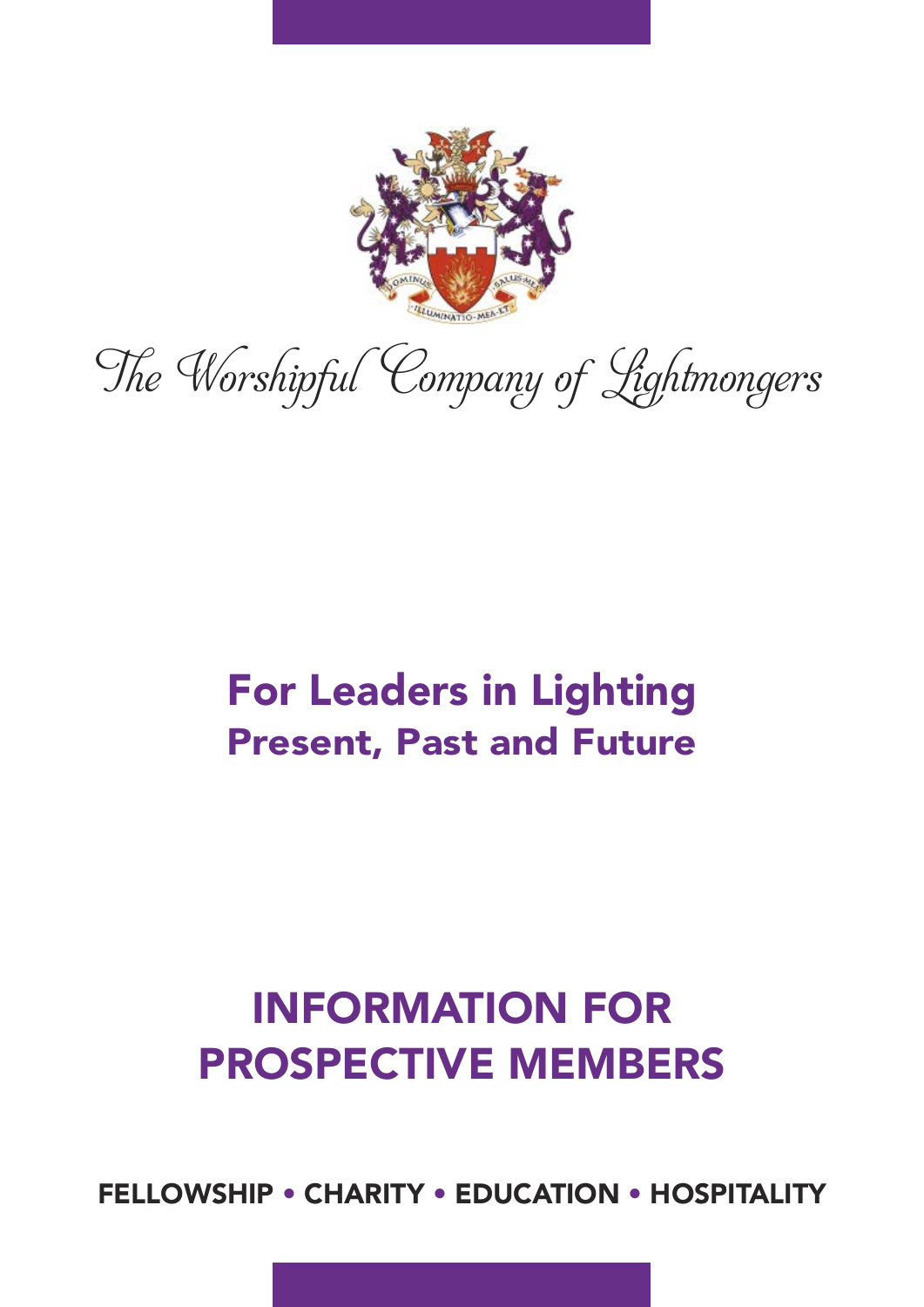# The Worshipful Company of Lightmongers

## For Leaders in Lighting
### Present, Past and Future

## INFORMATION FOR PROSPECTIVE MEMBERS

**FELLOWSHIP • CHARITY • EDUCATION • HOSPITALITY**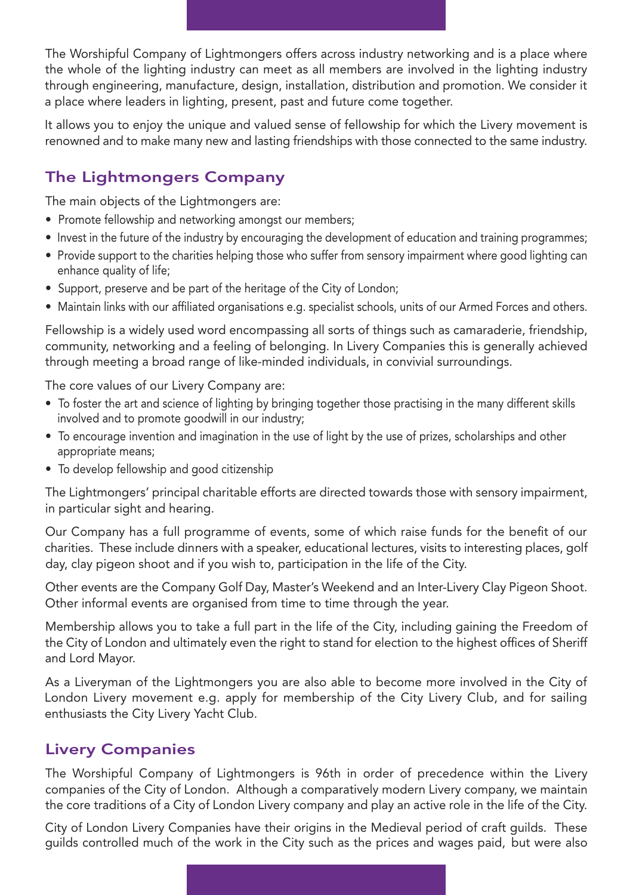The Worshipful Company of Lightmongers offers across industry networking and is a place where the whole of the lighting industry can meet as all members are involved in the lighting industry through engineering, manufacture, design, installation, distribution and promotion. We consider it a place where leaders in lighting, present, past and future come together.

It allows you to enjoy the unique and valued sense of fellowship for which the Livery movement is renowned and to make many new and lasting friendships with those connected to the same industry.

## The Lightmongers Company

The main objects of the Lightmongers are:

- Promote fellowship and networking amongst our members;
- Invest in the future of the industry by encouraging the development of education and training programmes;
- Provide support to the charities helping those who suffer from sensory impairment where good lighting can enhance quality of life;
- Support, preserve and be part of the heritage of the City of London;
- Maintain links with our affiliated organisations e.g. specialist schools, units of our Armed Forces and others.

Fellowship is a widely used word encompassing all sorts of things such as camaraderie, friendship, community, networking and a feeling of belonging. In Livery Companies this is generally achieved through meeting a broad range of like-minded individuals, in convivial surroundings.

The core values of our Livery Company are:

- To foster the art and science of lighting by bringing together those practising in the many different skills involved and to promote goodwill in our industry;
- To encourage invention and imagination in the use of light by the use of prizes, scholarships and other appropriate means;
- To develop fellowship and good citizenship

The Lightmongers' principal charitable efforts are directed towards those with sensory impairment, in particular sight and hearing.

Our Company has a full programme of events, some of which raise funds for the benefit of our charities. These include dinners with a speaker, educational lectures, visits to interesting places, golf day, clay pigeon shoot and if you wish to, participation in the life of the City.

Other events are the Company Golf Day, Master's Weekend and an Inter-Livery Clay Pigeon Shoot. Other informal events are organised from time to time through the year.

Membership allows you to take a full part in the life of the City, including gaining the Freedom of the City of London and ultimately even the right to stand for election to the highest offices of Sheriff and Lord Mayor.

As a Liveryman of the Lightmongers you are also able to become more involved in the City of London Livery movement e.g. apply for membership of the City Livery Club, and for sailing enthusiasts the City Livery Yacht Club.

## Livery Companies

The Worshipful Company of Lightmongers is 96th in order of precedence within the Livery companies of the City of London. Although a comparatively modern Livery company, we maintain the core traditions of a City of London Livery company and play an active role in the life of the City.

City of London Livery Companies have their origins in the Medieval period of craft guilds. These guilds controlled much of the work in the City such as the prices and wages paid, but were also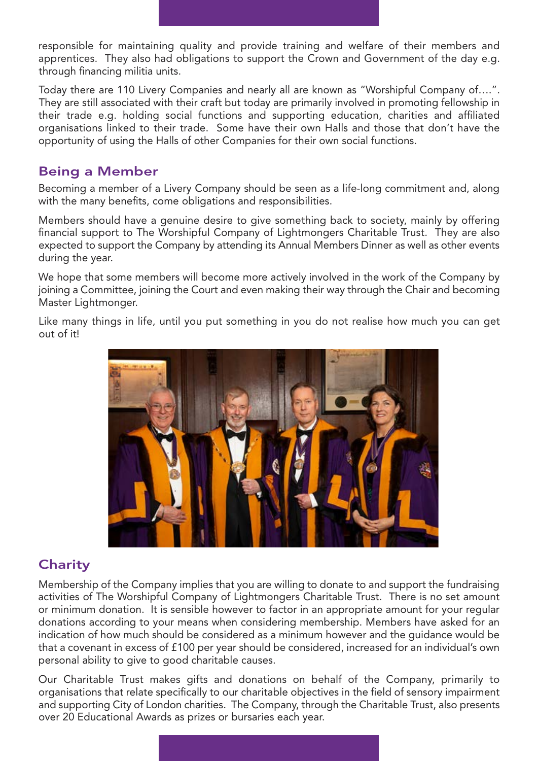responsible for maintaining quality and provide training and welfare of their members and apprentices. They also had obligations to support the Crown and Government of the day e.g. through financing militia units.

Today there are 110 Livery Companies and nearly all are known as "Worshipful Company of….". They are still associated with their craft but today are primarily involved in promoting fellowship in their trade e.g. holding social functions and supporting education, charities and affiliated organisations linked to their trade. Some have their own Halls and those that don't have the opportunity of using the Halls of other Companies for their own social functions.

## Being a Member

Becoming a member of a Livery Company should be seen as a life-long commitment and, along with the many benefits, come obligations and responsibilities.

Members should have a genuine desire to give something back to society, mainly by offering financial support to The Worshipful Company of Lightmongers Charitable Trust. They are also expected to support the Company by attending its Annual Members Dinner as well as other events during the year.

We hope that some members will become more actively involved in the work of the Company by joining a Committee, joining the Court and even making their way through the Chair and becoming Master Lightmonger.

Like many things in life, until you put something in you do not realise how much you can get out of it!

## Charity

Membership of the Company implies that you are willing to donate to and support the fundraising activities of The Worshipful Company of Lightmongers Charitable Trust. There is no set amount or minimum donation. It is sensible however to factor in an appropriate amount for your regular donations according to your means when considering membership. Members have asked for an indication of how much should be considered as a minimum however and the guidance would be that a covenant in excess of £100 per year should be considered, increased for an individual's own personal ability to give to good charitable causes.

Our Charitable Trust makes gifts and donations on behalf of the Company, primarily to organisations that relate specifically to our charitable objectives in the field of sensory impairment and supporting City of London charities. The Company, through the Charitable Trust, also presents over 20 Educational Awards as prizes or bursaries each year.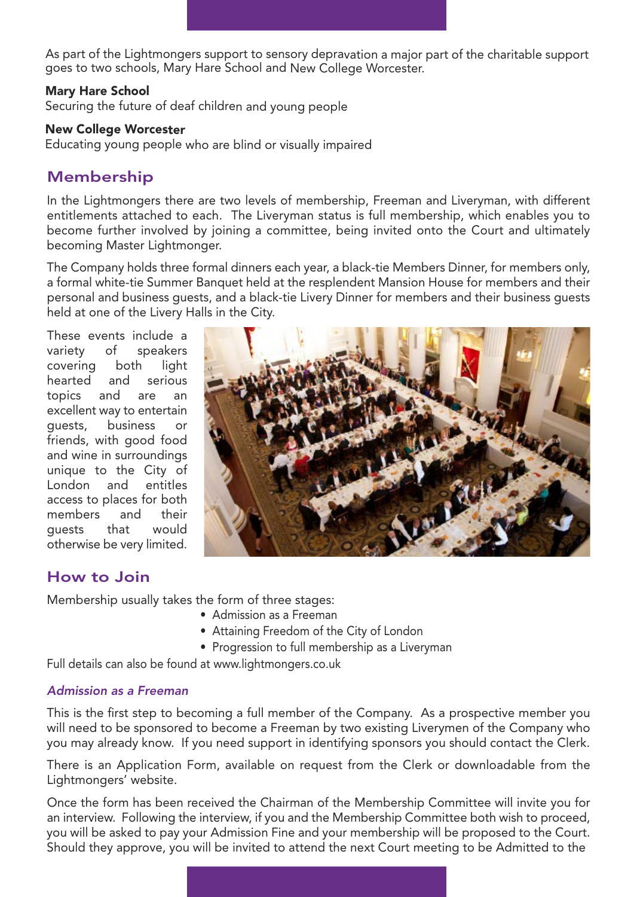As part of the Lightmongers support to sensory depravation a major part of the charitable support goes to two schools, Mary Hare School and New College Worcester.

**Mary Hare School**
Securing the future of deaf children and young people

**New College Worcester**
Educating young people who are blind or visually impaired

## Membership

In the Lightmongers there are two levels of membership, Freeman and Liveryman, with different entitlements attached to each. The Liveryman status is full membership, which enables you to become further involved by joining a committee, being invited onto the Court and ultimately becoming Master Lightmonger.

The Company holds three formal dinners each year, a black-tie Members Dinner, for members only, a formal white-tie Summer Banquet held at the resplendent Mansion House for members and their personal and business guests, and a black-tie Livery Dinner for members and their business guests held at one of the Livery Halls in the City.

These events include a variety of speakers covering both light hearted and serious topics and are an excellent way to entertain guests, business or friends, with good food and wine in surroundings unique to the City of London and entitles access to places for both members and their guests that would otherwise be very limited.

## How to Join

Membership usually takes the form of three stages:

- Admission as a Freeman
- Attaining Freedom of the City of London
- Progression to full membership as a Liveryman

Full details can also be found at www.lightmongers.co.uk

### *Admission as a Freeman*

This is the first step to becoming a full member of the Company. As a prospective member you will need to be sponsored to become a Freeman by two existing Liverymen of the Company who you may already know. If you need support in identifying sponsors you should contact the Clerk.

There is an Application Form, available on request from the Clerk or downloadable from the Lightmongers' website.

Once the form has been received the Chairman of the Membership Committee will invite you for an interview. Following the interview, if you and the Membership Committee both wish to proceed, you will be asked to pay your Admission Fine and your membership will be proposed to the Court. Should they approve, you will be invited to attend the next Court meeting to be Admitted to the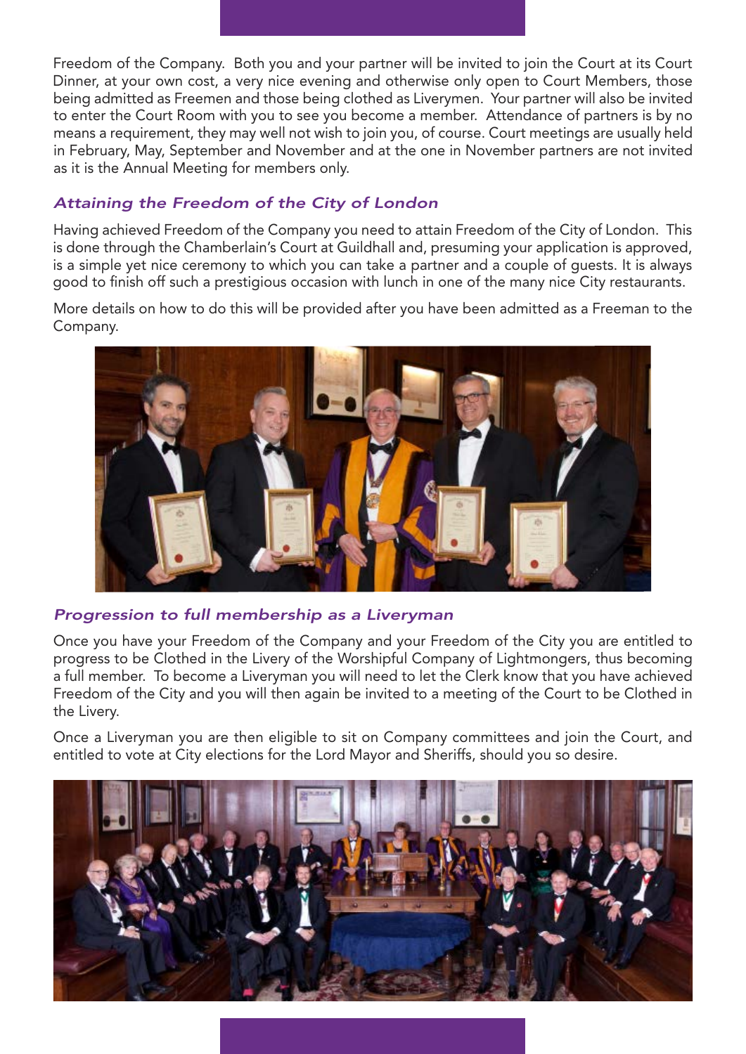Freedom of the Company. Both you and your partner will be invited to join the Court at its Court Dinner, at your own cost, a very nice evening and otherwise only open to Court Members, those being admitted as Freemen and those being clothed as Liverymen. Your partner will also be invited to enter the Court Room with you to see you become a member. Attendance of partners is by no means a requirement, they may well not wish to join you, of course. Court meetings are usually held in February, May, September and November and at the one in November partners are not invited as it is the Annual Meeting for members only.

### *Attaining the Freedom of the City of London*

Having achieved Freedom of the Company you need to attain Freedom of the City of London. This is done through the Chamberlain's Court at Guildhall and, presuming your application is approved, is a simple yet nice ceremony to which you can take a partner and a couple of guests. It is always good to finish off such a prestigious occasion with lunch in one of the many nice City restaurants.

More details on how to do this will be provided after you have been admitted as a Freeman to the Company.

### *Progression to full membership as a Liveryman*

Once you have your Freedom of the Company and your Freedom of the City you are entitled to progress to be Clothed in the Livery of the Worshipful Company of Lightmongers, thus becoming a full member. To become a Liveryman you will need to let the Clerk know that you have achieved Freedom of the City and you will then again be invited to a meeting of the Court to be Clothed in the Livery.

Once a Liveryman you are then eligible to sit on Company committees and join the Court, and entitled to vote at City elections for the Lord Mayor and Sheriffs, should you so desire.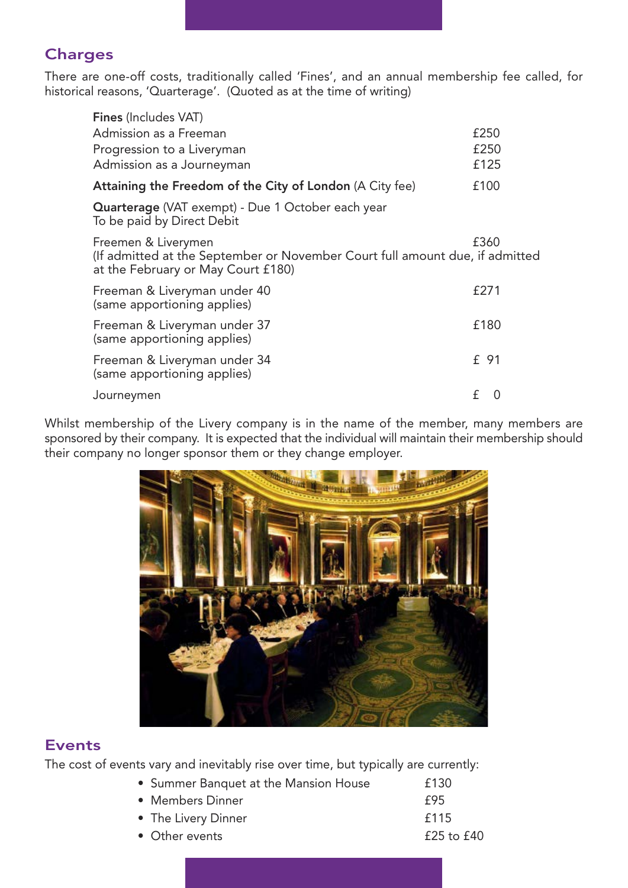## Charges

There are one-off costs, traditionally called 'Fines', and an annual membership fee called, for historical reasons, 'Quarterage'. (Quoted as at the time of writing)

| | |
|---|---|
| **Fines** (Includes VAT) | |
| Admission as a Freeman | £250 |
| Progression to a Liveryman | £250 |
| Admission as a Journeyman | £125 |
| **Attaining the Freedom of the City of London** (A City fee) | £100 |
| **Quarterage** (VAT exempt) - Due 1 October each year<br>To be paid by Direct Debit | |
| Freemen & Liverymen<br>(If admitted at the September or November Court full amount due, if admitted at the February or May Court £180) | £360 |
| Freeman & Liveryman under 40<br>(same apportioning applies) | £271 |
| Freeman & Liveryman under 37<br>(same apportioning applies) | £180 |
| Freeman & Liveryman under 34<br>(same apportioning applies) | £ 91 |
| Journeymen | £ 0 |

Whilst membership of the Livery company is in the name of the member, many members are sponsored by their company. It is expected that the individual will maintain their membership should their company no longer sponsor them or they change employer.

## Events

The cost of events vary and inevitably rise over time, but typically are currently:

- Summer Banquet at the Mansion House £130
- Members Dinner £95
- The Livery Dinner £115
- Other events £25 to £40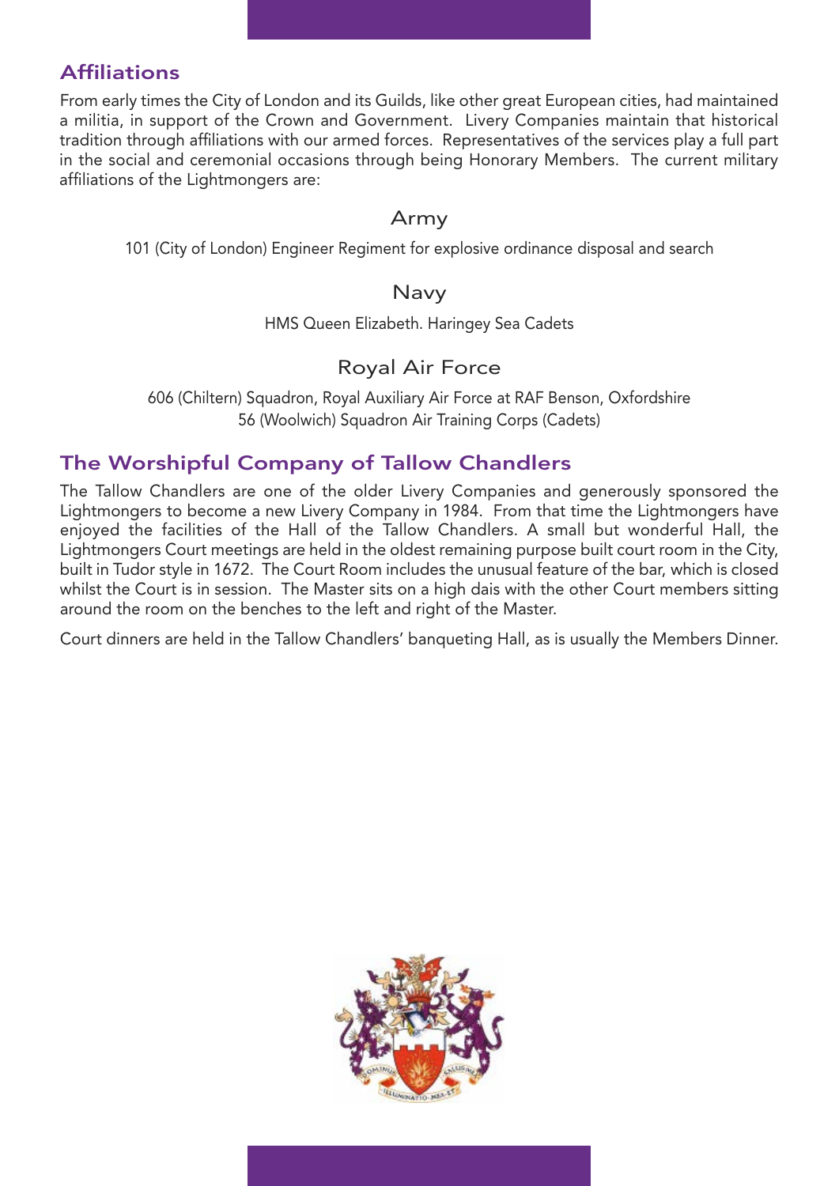## Affiliations

From early times the City of London and its Guilds, like other great European cities, had maintained a militia, in support of the Crown and Government. Livery Companies maintain that historical tradition through affiliations with our armed forces. Representatives of the services play a full part in the social and ceremonial occasions through being Honorary Members. The current military affiliations of the Lightmongers are:

### Army

101 (City of London) Engineer Regiment for explosive ordinance disposal and search

### Navy

HMS Queen Elizabeth. Haringey Sea Cadets

### Royal Air Force

606 (Chiltern) Squadron, Royal Auxiliary Air Force at RAF Benson, Oxfordshire
56 (Woolwich) Squadron Air Training Corps (Cadets)

## The Worshipful Company of Tallow Chandlers

The Tallow Chandlers are one of the older Livery Companies and generously sponsored the Lightmongers to become a new Livery Company in 1984. From that time the Lightmongers have enjoyed the facilities of the Hall of the Tallow Chandlers. A small but wonderful Hall, the Lightmongers Court meetings are held in the oldest remaining purpose built court room in the City, built in Tudor style in 1672. The Court Room includes the unusual feature of the bar, which is closed whilst the Court is in session. The Master sits on a high dais with the other Court members sitting around the room on the benches to the left and right of the Master.

Court dinners are held in the Tallow Chandlers' banqueting Hall, as is usually the Members Dinner.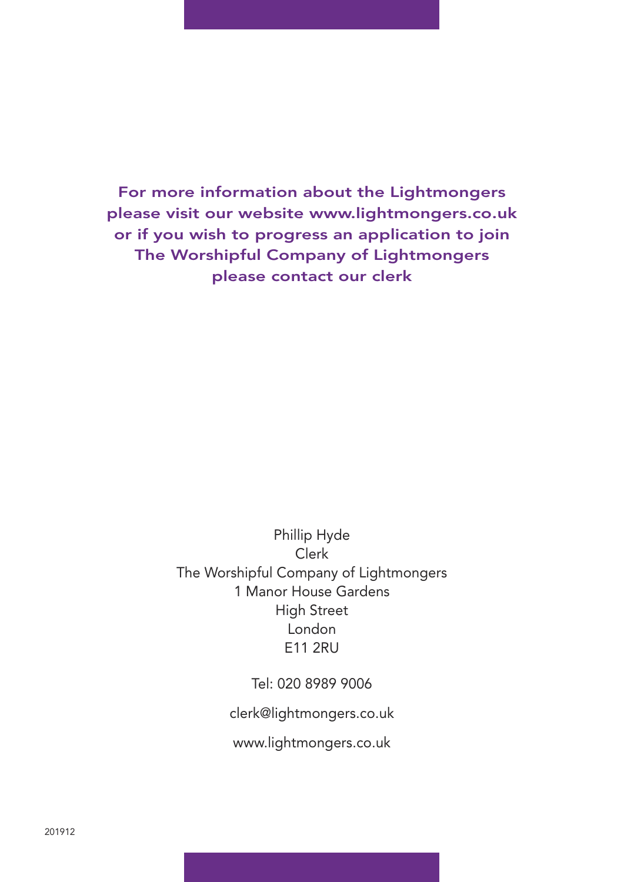**For more information about the Lightmongers please visit our website www.lightmongers.co.uk or if you wish to progress an application to join The Worshipful Company of Lightmongers please contact our clerk**

Phillip Hyde
Clerk
The Worshipful Company of Lightmongers
1 Manor House Gardens
High Street
London
E11 2RU

Tel: 020 8989 9006

clerk@lightmongers.co.uk

www.lightmongers.co.uk

201912